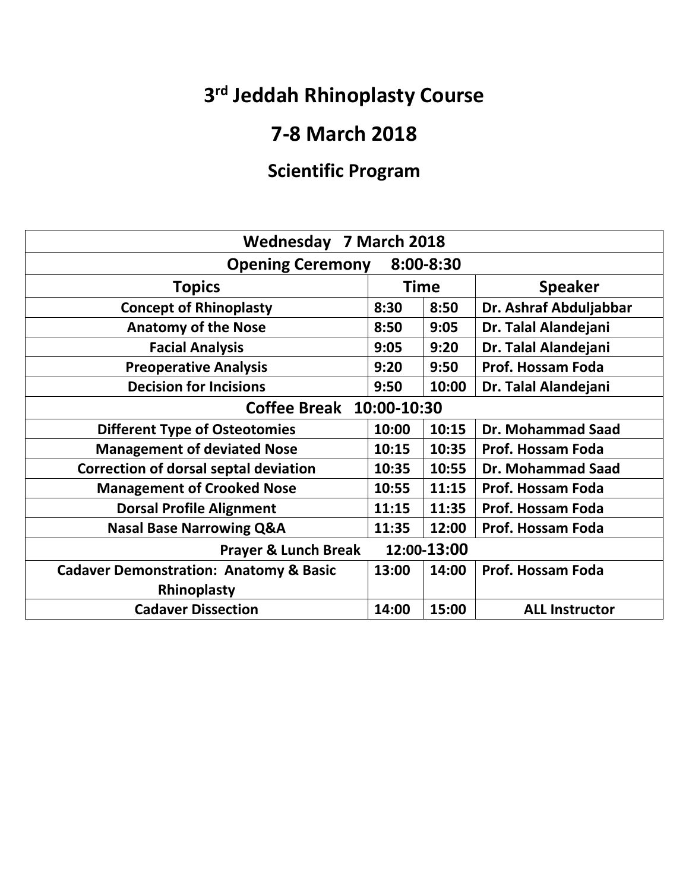# 3rd Jeddah Rhinoplasty Course

# 7-8 March 2018

## Scientific Program

| Wednesday 7 March 2018 | | | |
|---|---|---|---|
| **Opening Ceremony 8:00-8:30** | | | |
| **Topics** | **Time** | | **Speaker** |
| **Concept of Rhinoplasty** | **8:30** | **8:50** | **Dr. Ashraf Abduljabbar** |
| **Anatomy of the Nose** | **8:50** | **9:05** | **Dr. Talal Alandejani** |
| **Facial Analysis** | **9:05** | **9:20** | **Dr. Talal Alandejani** |
| **Preoperative Analysis** | **9:20** | **9:50** | **Prof. Hossam Foda** |
| **Decision for Incisions** | **9:50** | **10:00** | **Dr. Talal Alandejani** |
| **Coffee Break 10:00-10:30** | | | |
| **Different Type of Osteotomies** | **10:00** | **10:15** | **Dr. Mohammad Saad** |
| **Management of deviated Nose** | **10:15** | **10:35** | **Prof. Hossam Foda** |
| **Correction of dorsal septal deviation** | **10:35** | **10:55** | **Dr. Mohammad Saad** |
| **Management of Crooked Nose** | **10:55** | **11:15** | **Prof. Hossam Foda** |
| **Dorsal Profile Alignment** | **11:15** | **11:35** | **Prof. Hossam Foda** |
| **Nasal Base Narrowing Q&A** | **11:35** | **12:00** | **Prof. Hossam Foda** |
| **Prayer & Lunch Break 12:00-13:00** | | | |
| **Cadaver Demonstration: Anatomy & Basic Rhinoplasty** | **13:00** | **14:00** | **Prof. Hossam Foda** |
| **Cadaver Dissection** | **14:00** | **15:00** | **ALL Instructor** |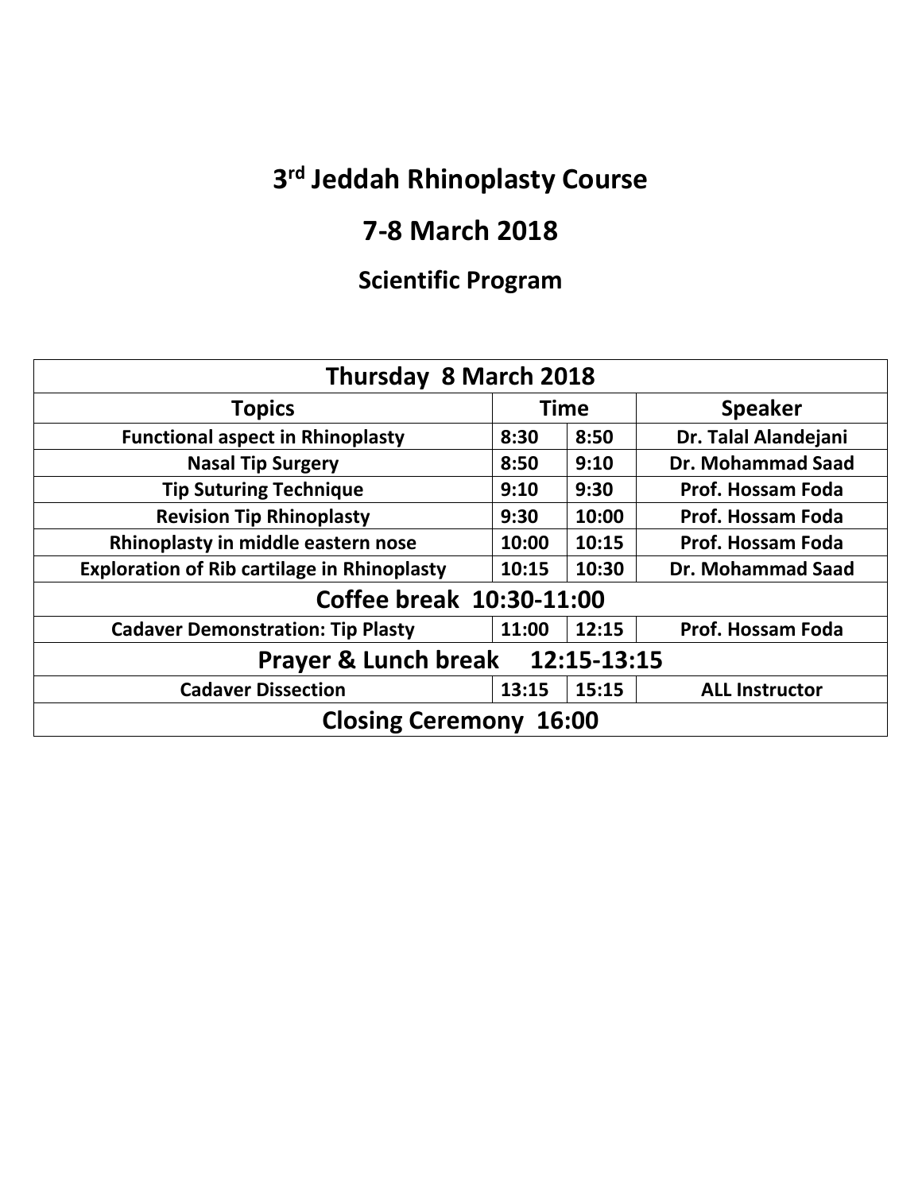# 3rd Jeddah Rhinoplasty Course

## 7-8 March 2018

### Scientific Program

| Thursday 8 March 2018 | | | |
|---|---|---|---|
| **Topics** | **Time** | | **Speaker** |
| Functional aspect in Rhinoplasty | 8:30 | 8:50 | Dr. Talal Alandejani |
| Nasal Tip Surgery | 8:50 | 9:10 | Dr. Mohammad Saad |
| Tip Suturing Technique | 9:10 | 9:30 | Prof. Hossam Foda |
| Revision Tip Rhinoplasty | 9:30 | 10:00 | Prof. Hossam Foda |
| Rhinoplasty in middle eastern nose | 10:00 | 10:15 | Prof. Hossam Foda |
| Exploration of Rib cartilage in Rhinoplasty | 10:15 | 10:30 | Dr. Mohammad Saad |
| **Coffee break 10:30-11:00** | | | |
| Cadaver Demonstration: Tip Plasty | 11:00 | 12:15 | Prof. Hossam Foda |
| **Prayer & Lunch break 12:15-13:15** | | | |
| Cadaver Dissection | 13:15 | 15:15 | ALL Instructor |
| **Closing Ceremony 16:00** | | | |